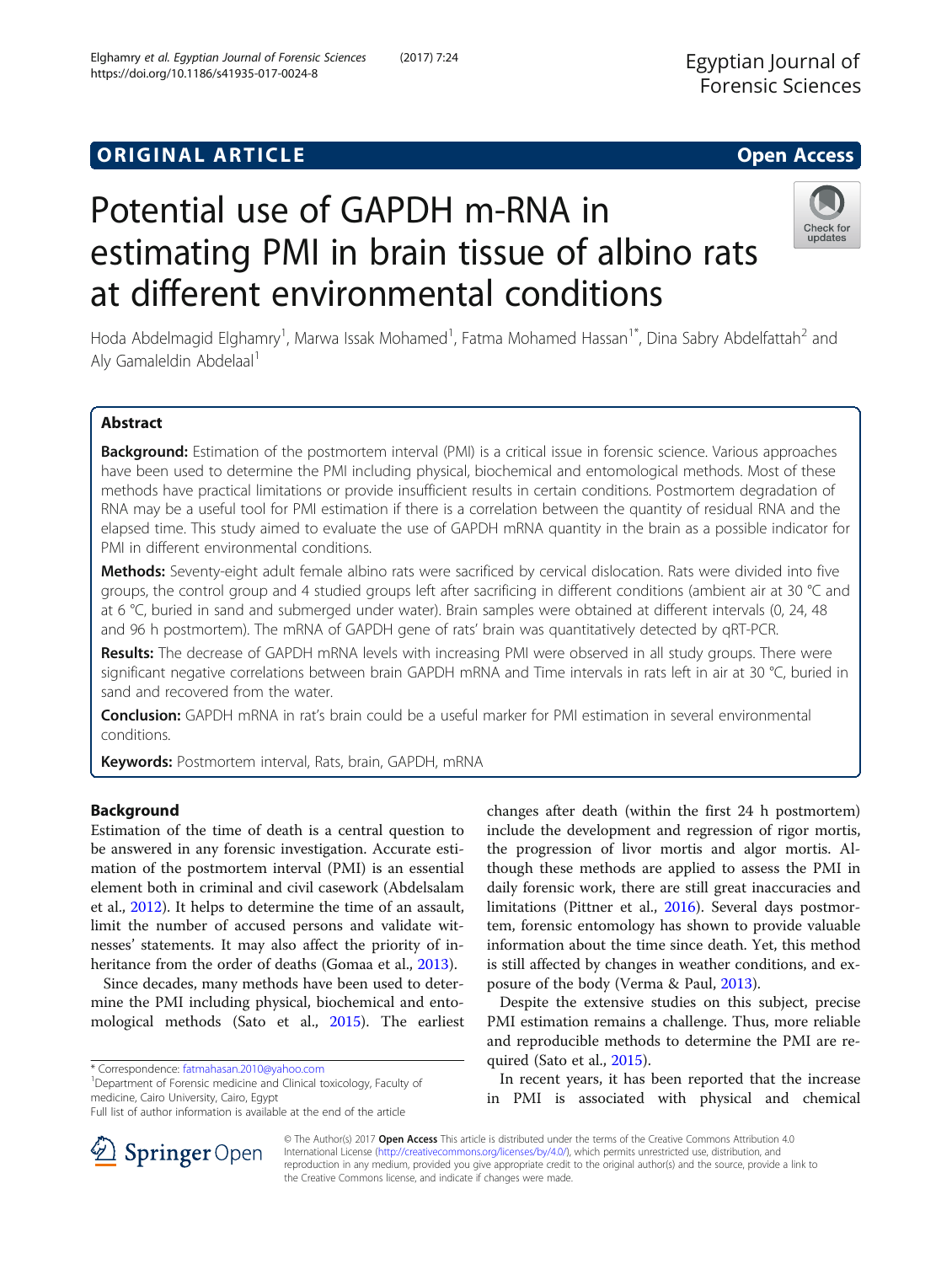ORIGINAL ARTICLE Open Access

# Potential use of GAPDH m-RNA in estimating PMI in brain tissue of albino rats at different environmental conditions

Hoda Abdelmagid Elghamry[1], Marwa Issak Mohamed[1], Fatma Mohamed Hassan[1*], Dina Sabry Abdelfattah[2] and Aly Gamaleldin Abdelaal[1]

## Abstract

**Background:** Estimation of the postmortem interval (PMI) is a critical issue in forensic science. Various approaches have been used to determine the PMI including physical, biochemical and entomological methods. Most of these methods have practical limitations or provide insufficient results in certain conditions. Postmortem degradation of RNA may be a useful tool for PMI estimation if there is a correlation between the quantity of residual RNA and the elapsed time. This study aimed to evaluate the use of GAPDH mRNA quantity in the brain as a possible indicator for PMI in different environmental conditions.

**Methods:** Seventy-eight adult female albino rats were sacrificed by cervical dislocation. Rats were divided into five groups, the control group and 4 studied groups left after sacrificing in different conditions (ambient air at 30 °C and at 6 °C, buried in sand and submerged under water). Brain samples were obtained at different intervals (0, 24, 48 and 96 h postmortem). The mRNA of GAPDH gene of rats' brain was quantitatively detected by qRT-PCR.

**Results:** The decrease of GAPDH mRNA levels with increasing PMI were observed in all study groups. There were significant negative correlations between brain GAPDH mRNA and Time intervals in rats left in air at 30 °C, buried in sand and recovered from the water.

**Conclusion:** GAPDH mRNA in rat's brain could be a useful marker for PMI estimation in several environmental conditions.

**Keywords:** Postmortem interval, Rats, brain, GAPDH, mRNA

## Background

Estimation of the time of death is a central question to be answered in any forensic investigation. Accurate estimation of the postmortem interval (PMI) is an essential element both in criminal and civil casework (Abdelsalam et al., 2012). It helps to determine the time of an assault, limit the number of accused persons and validate witnesses' statements. It may also affect the priority of inheritance from the order of deaths (Gomaa et al., 2013).

Since decades, many methods have been used to determine the PMI including physical, biochemical and entomological methods (Sato et al., 2015). The earliest changes after death (within the first 24 h postmortem) include the development and regression of rigor mortis, the progression of livor mortis and algor mortis. Although these methods are applied to assess the PMI in daily forensic work, there are still great inaccuracies and limitations (Pittner et al., 2016). Several days postmortem, forensic entomology has shown to provide valuable information about the time since death. Yet, this method is still affected by changes in weather conditions, and exposure of the body (Verma & Paul, 2013).

Despite the extensive studies on this subject, precise PMI estimation remains a challenge. Thus, more reliable and reproducible methods to determine the PMI are required (Sato et al., 2015).

In recent years, it has been reported that the increase in PMI is associated with physical and chemical

\* Correspondence: fatmahasan.2010@yahoo.com
[1]Department of Forensic medicine and Clinical toxicology, Faculty of medicine, Cairo University, Cairo, Egypt
Full list of author information is available at the end of the article

© The Author(s) 2017 **Open Access** This article is distributed under the terms of the Creative Commons Attribution 4.0 International License (http://creativecommons.org/licenses/by/4.0/), which permits unrestricted use, distribution, and reproduction in any medium, provided you give appropriate credit to the original author(s) and the source, provide a link to the Creative Commons license, and indicate if changes were made.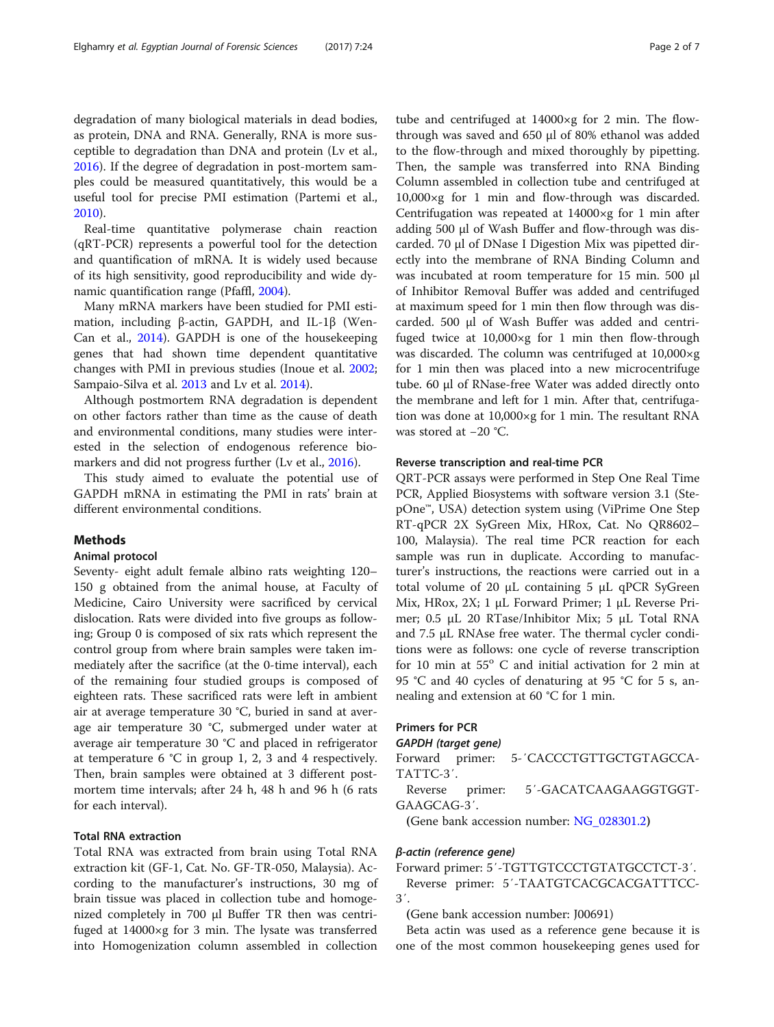degradation of many biological materials in dead bodies, as protein, DNA and RNA. Generally, RNA is more susceptible to degradation than DNA and protein (Lv et al., 2016). If the degree of degradation in post-mortem samples could be measured quantitatively, this would be a useful tool for precise PMI estimation (Partemi et al., 2010).

Real-time quantitative polymerase chain reaction (qRT-PCR) represents a powerful tool for the detection and quantification of mRNA. It is widely used because of its high sensitivity, good reproducibility and wide dynamic quantification range (Pfaffl, 2004).

Many mRNA markers have been studied for PMI estimation, including β-actin, GAPDH, and IL-1β (Wen-Can et al., 2014). GAPDH is one of the housekeeping genes that had shown time dependent quantitative changes with PMI in previous studies (Inoue et al. 2002; Sampaio-Silva et al. 2013 and Lv et al. 2014).

Although postmortem RNA degradation is dependent on other factors rather than time as the cause of death and environmental conditions, many studies were interested in the selection of endogenous biomarkers and did not progress further (Lv et al., 2016).

This study aimed to evaluate the potential use of GAPDH mRNA in estimating the PMI in rats' brain at different environmental conditions.

## Methods

### Animal protocol

Seventy- eight adult female albino rats weighting 120–150 g obtained from the animal house, at Faculty of Medicine, Cairo University were sacrificed by cervical dislocation. Rats were divided into five groups as following; Group 0 is composed of six rats which represent the control group from where brain samples were taken immediately after the sacrifice (at the 0-time interval), each of the remaining four studied groups is composed of eighteen rats. These sacrificed rats were left in ambient air at average temperature 30 °C, buried in sand at average air temperature 30 °C, submerged under water at average air temperature 30 °C and placed in refrigerator at temperature 6 °C in group 1, 2, 3 and 4 respectively. Then, brain samples were obtained at 3 different postmortem time intervals; after 24 h, 48 h and 96 h (6 rats for each interval).

### Total RNA extraction

Total RNA was extracted from brain using Total RNA extraction kit (GF-1, Cat. No. GF-TR-050, Malaysia). According to the manufacturer's instructions, 30 mg of brain tissue was placed in collection tube and homogenized completely in 700 μl Buffer TR then was centrifuged at 14000×g for 3 min. The lysate was transferred into Homogenization column assembled in collection tube and centrifuged at 14000×g for 2 min. The flow-through was saved and 650 μl of 80% ethanol was added to the flow-through and mixed thoroughly by pipetting. Then, the sample was transferred into RNA Binding Column assembled in collection tube and centrifuged at 10,000×g for 1 min and flow-through was discarded. Centrifugation was repeated at 14000×g for 1 min after adding 500 μl of Wash Buffer and flow-through was discarded. 70 μl of DNase I Digestion Mix was pipetted directly into the membrane of RNA Binding Column and was incubated at room temperature for 15 min. 500 μl of Inhibitor Removal Buffer was added and centrifuged at maximum speed for 1 min then flow through was discarded. 500 μl of Wash Buffer was added and centrifuged twice at 10,000×g for 1 min then flow-through was discarded. The column was centrifuged at 10,000×g for 1 min then was placed into a new microcentrifuge tube. 60 μl of RNase-free Water was added directly onto the membrane and left for 1 min. After that, centrifugation was done at 10,000×g for 1 min. The resultant RNA was stored at −20 °C.

### Reverse transcription and real-time PCR

QRT-PCR assays were performed in Step One Real Time PCR, Applied Biosystems with software version 3.1 (StepOne™, USA) detection system using (ViPrime One Step RT-qPCR 2X SyGreen Mix, HRox, Cat. No QR8602–100, Malaysia). The real time PCR reaction for each sample was run in duplicate. According to manufacturer's instructions, the reactions were carried out in a total volume of 20 μL containing 5 μL qPCR SyGreen Mix, HRox, 2X; 1 μL Forward Primer; 1 μL Reverse Primer; 0.5 μL 20 RTase/Inhibitor Mix; 5 μL Total RNA and 7.5 μL RNAse free water. The thermal cycler conditions were as follows: one cycle of reverse transcription for 10 min at 55° C and initial activation for 2 min at 95 °C and 40 cycles of denaturing at 95 °C for 5 s, annealing and extension at 60 °C for 1 min.

### Primers for PCR

#### *GAPDH (target gene)*

Forward primer: 5-′CACCCTGTTGCTGTAGCCATATTC-3′.

Reverse primer: 5′-GACATCAAGAAGGTGGTGAAGCAG-3′.

(Gene bank accession number: NG_028301.2)

#### *β-actin (reference gene)*

Forward primer: 5′-TGTTGTCCCTGTATGCCTCT-3′.

Reverse primer: 5′-TAATGTCACGCACGATTTCC-3′.

(Gene bank accession number: J00691)

Beta actin was used as a reference gene because it is one of the most common housekeeping genes used for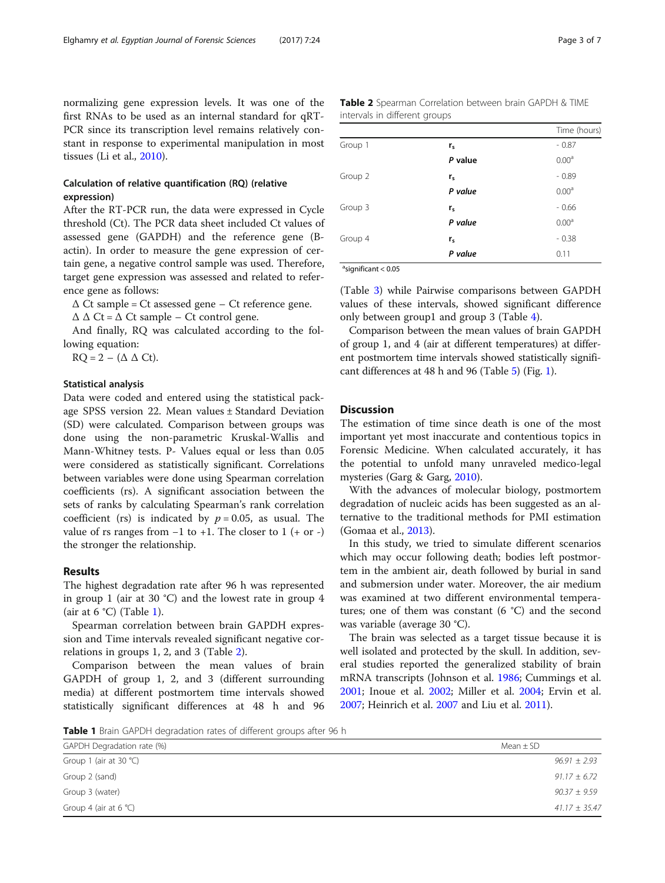normalizing gene expression levels. It was one of the first RNAs to be used as an internal standard for qRT-PCR since its transcription level remains relatively constant in response to experimental manipulation in most tissues (Li et al., 2010).

### Calculation of relative quantification (RQ) (relative expression)

After the RT-PCR run, the data were expressed in Cycle threshold (Ct). The PCR data sheet included Ct values of assessed gene (GAPDH) and the reference gene (B-actin). In order to measure the gene expression of certain gene, a negative control sample was used. Therefore, target gene expression was assessed and related to reference gene as follows:

$\Delta$ Ct sample = Ct assessed gene − Ct reference gene.

$\Delta \Delta$ Ct = $\Delta$ Ct sample − Ct control gene.

And finally, RQ was calculated according to the following equation:

RQ = 2 − ($\Delta \Delta$ Ct).

### Statistical analysis

Data were coded and entered using the statistical package SPSS version 22. Mean values ± Standard Deviation (SD) were calculated. Comparison between groups was done using the non-parametric Kruskal-Wallis and Mann-Whitney tests. P- Values equal or less than 0.05 were considered as statistically significant. Correlations between variables were done using Spearman correlation coefficients (rs). A significant association between the sets of ranks by calculating Spearman's rank correlation coefficient (rs) is indicated by $p = 0.05$, as usual. The value of rs ranges from −1 to +1. The closer to 1 (+ or -) the stronger the relationship.

## Results

The highest degradation rate after 96 h was represented in group 1 (air at 30 °C) and the lowest rate in group 4 (air at 6 °C) (Table 1).

Spearman correlation between brain GAPDH expression and Time intervals revealed significant negative correlations in groups 1, 2, and 3 (Table 2).

Comparison between the mean values of brain GAPDH of group 1, 2, and 3 (different surrounding media) at different postmortem time intervals showed statistically significant differences at 48 h and 96 (Table 3) while Pairwise comparisons between GAPDH values of these intervals, showed significant difference only between group1 and group 3 (Table 4).

Comparison between the mean values of brain GAPDH of group 1, and 4 (air at different temperatures) at different postmortem time intervals showed statistically significant differences at 48 h and 96 (Table 5) (Fig. 1).

**Table 2** Spearman Correlation between brain GAPDH & TIME intervals in different groups

| | | Time (hours) |
|---|---|---|
| Group 1 | $r_s$ | - 0.87 |
| | *P value* | 0.00[a] |
| Group 2 | $r_s$ | - 0.89 |
| | *P value* | 0.00[a] |
| Group 3 | $r_s$ | - 0.66 |
| | *P value* | 0.00[a] |
| Group 4 | $r_s$ | - 0.38 |
| | *P value* | 0.11 |

[a]significant < 0.05

## Discussion

The estimation of time since death is one of the most important yet most inaccurate and contentious topics in Forensic Medicine. When calculated accurately, it has the potential to unfold many unraveled medico-legal mysteries (Garg & Garg, 2010).

With the advances of molecular biology, postmortem degradation of nucleic acids has been suggested as an alternative to the traditional methods for PMI estimation (Gomaa et al., 2013).

In this study, we tried to simulate different scenarios which may occur following death; bodies left postmortem in the ambient air, death followed by burial in sand and submersion under water. Moreover, the air medium was examined at two different environmental temperatures; one of them was constant (6 °C) and the second was variable (average 30 °C).

The brain was selected as a target tissue because it is well isolated and protected by the skull. In addition, several studies reported the generalized stability of brain mRNA transcripts (Johnson et al. 1986; Cummings et al. 2001; Inoue et al. 2002; Miller et al. 2004; Ervin et al. 2007; Heinrich et al. 2007 and Liu et al. 2011).

**Table 1** Brain GAPDH degradation rates of different groups after 96 h

| GAPDH Degradation rate (%) | Mean ± SD |
|---|---|
| Group 1 (air at 30 °C) | *96.91 ± 2.93* |
| Group 2 (sand) | *91.17 ± 6.72* |
| Group 3 (water) | *90.37 ± 9.59* |
| Group 4 (air at 6 °C) | *41.17 ± 35.47* |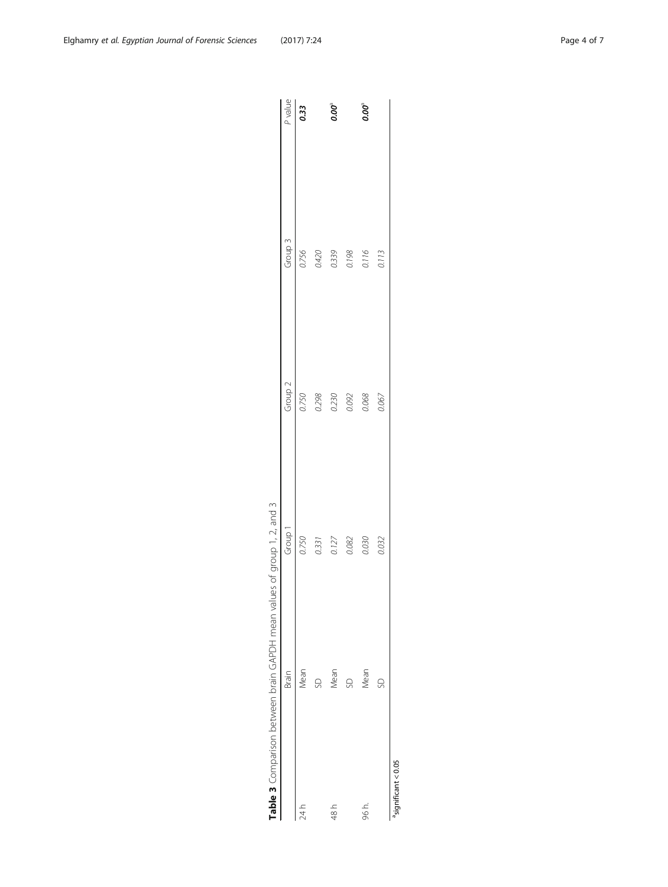**Table 3** Comparison between brain GAPDH mean values of group 1, 2, and 3

| | Brain | Group 1 | Group 2 | Group 3 | *P* value |
|---|---|---|---|---|---|
| 24 h | Mean | *0.750* | *0.750* | *0.756* | ***0.33*** |
| | SD | *0.331* | *0.298* | *0.420* | |
| 48 h | Mean | *0.127* | *0.230* | *0.339* | ***0.00***[a] |
| | SD | *0.082* | *0.092* | *0.198* | |
| 96 h. | Mean | *0.030* | *0.068* | *0.116* | ***0.00***[a] |
| | SD | *0.032* | *0.067* | *0.113* | |

[a]significant < 0.05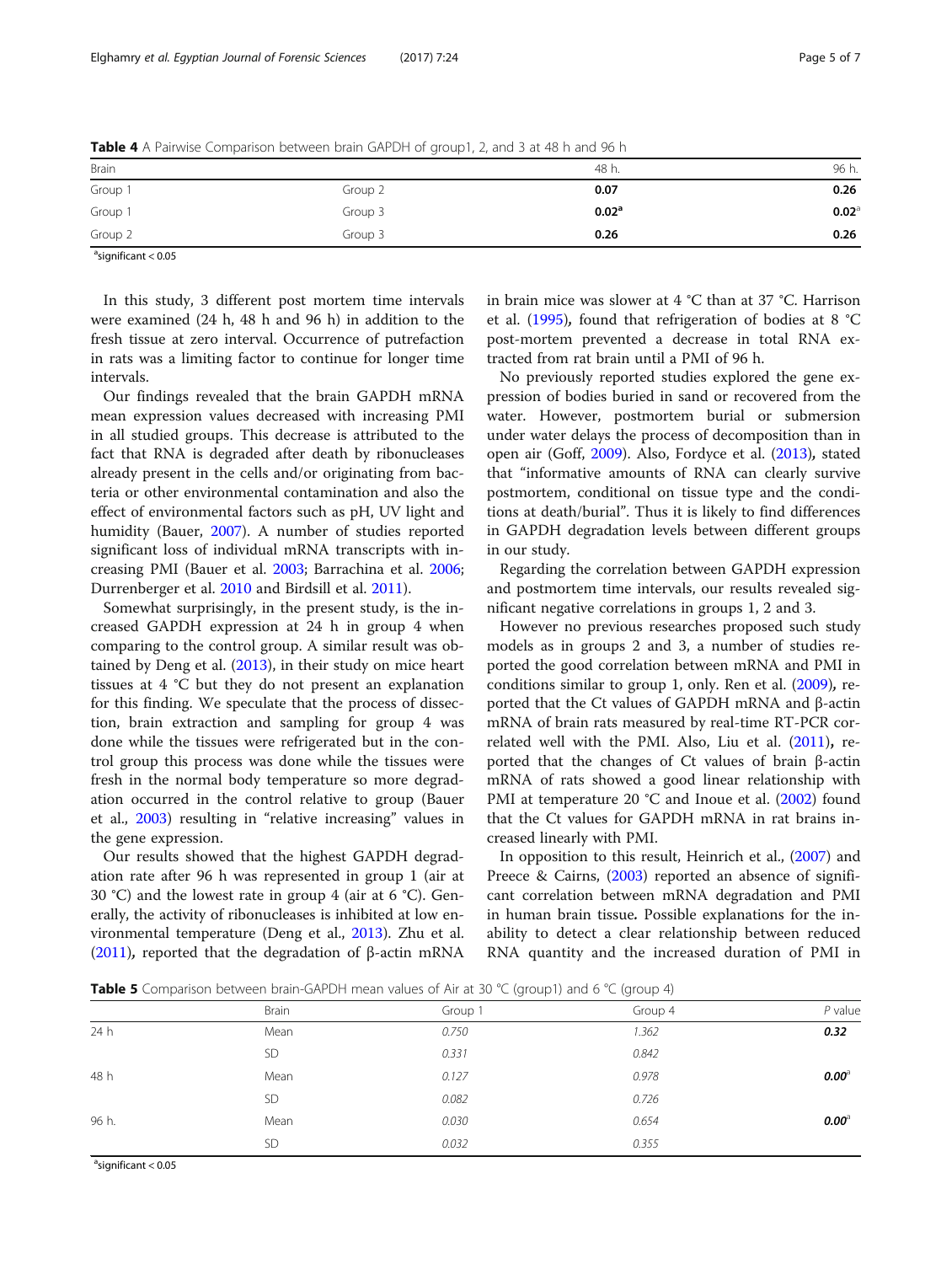**Table 4** A Pairwise Comparison between brain GAPDH of group1, 2, and 3 at 48 h and 96 h

| Brain | | 48 h. | 96 h. |
|---|---|---|---|
| Group 1 | Group 2 | **0.07** | **0.26** |
| Group 1 | Group 3 | **0.02**[a] | **0.02**[a] |
| Group 2 | Group 3 | **0.26** | **0.26** |

[a]significant < 0.05

In this study, 3 different post mortem time intervals were examined (24 h, 48 h and 96 h) in addition to the fresh tissue at zero interval. Occurrence of putrefaction in rats was a limiting factor to continue for longer time intervals.

Our findings revealed that the brain GAPDH mRNA mean expression values decreased with increasing PMI in all studied groups. This decrease is attributed to the fact that RNA is degraded after death by ribonucleases already present in the cells and/or originating from bacteria or other environmental contamination and also the effect of environmental factors such as pH, UV light and humidity (Bauer, 2007). A number of studies reported significant loss of individual mRNA transcripts with increasing PMI (Bauer et al. 2003; Barrachina et al. 2006; Durrenberger et al. 2010 and Birdsill et al. 2011).

Somewhat surprisingly, in the present study, is the increased GAPDH expression at 24 h in group 4 when comparing to the control group. A similar result was obtained by Deng et al. (2013), in their study on mice heart tissues at 4 °C but they do not present an explanation for this finding. We speculate that the process of dissection, brain extraction and sampling for group 4 was done while the tissues were refrigerated but in the control group this process was done while the tissues were fresh in the normal body temperature so more degradation occurred in the control relative to group (Bauer et al., 2003) resulting in "relative increasing" values in the gene expression.

Our results showed that the highest GAPDH degradation rate after 96 h was represented in group 1 (air at 30 °C) and the lowest rate in group 4 (air at 6 °C). Generally, the activity of ribonucleases is inhibited at low environmental temperature (Deng et al., 2013). Zhu et al. (2011), reported that the degradation of β-actin mRNA in brain mice was slower at 4 °C than at 37 °C. Harrison et al. (1995), found that refrigeration of bodies at 8 °C post-mortem prevented a decrease in total RNA extracted from rat brain until a PMI of 96 h.

No previously reported studies explored the gene expression of bodies buried in sand or recovered from the water. However, postmortem burial or submersion under water delays the process of decomposition than in open air (Goff, 2009). Also, Fordyce et al. (2013), stated that "informative amounts of RNA can clearly survive postmortem, conditional on tissue type and the conditions at death/burial". Thus it is likely to find differences in GAPDH degradation levels between different groups in our study.

Regarding the correlation between GAPDH expression and postmortem time intervals, our results revealed significant negative correlations in groups 1, 2 and 3.

However no previous researches proposed such study models as in groups 2 and 3, a number of studies reported the good correlation between mRNA and PMI in conditions similar to group 1, only. Ren et al. (2009), reported that the Ct values of GAPDH mRNA and β-actin mRNA of brain rats measured by real-time RT-PCR correlated well with the PMI. Also, Liu et al. (2011), reported that the changes of Ct values of brain β-actin mRNA of rats showed a good linear relationship with PMI at temperature 20 °C and Inoue et al. (2002) found that the Ct values for GAPDH mRNA in rat brains increased linearly with PMI.

In opposition to this result, Heinrich et al., (2007) and Preece & Cairns, (2003) reported an absence of significant correlation between mRNA degradation and PMI in human brain tissue. Possible explanations for the inability to detect a clear relationship between reduced RNA quantity and the increased duration of PMI in

**Table 5** Comparison between brain-GAPDH mean values of Air at 30 °C (group1) and 6 °C (group 4)

| | Brain | Group 1 | Group 4 | *P* value |
|---|---|---|---|---|
| 24 h | Mean | *0.750* | *1.362* | ***0.32*** |
| | SD | *0.331* | *0.842* | |
| 48 h | Mean | *0.127* | *0.978* | ***0.00***[a] |
| | SD | *0.082* | *0.726* | |
| 96 h. | Mean | *0.030* | *0.654* | ***0.00***[a] |
| | SD | *0.032* | *0.355* | |

[a]significant < 0.05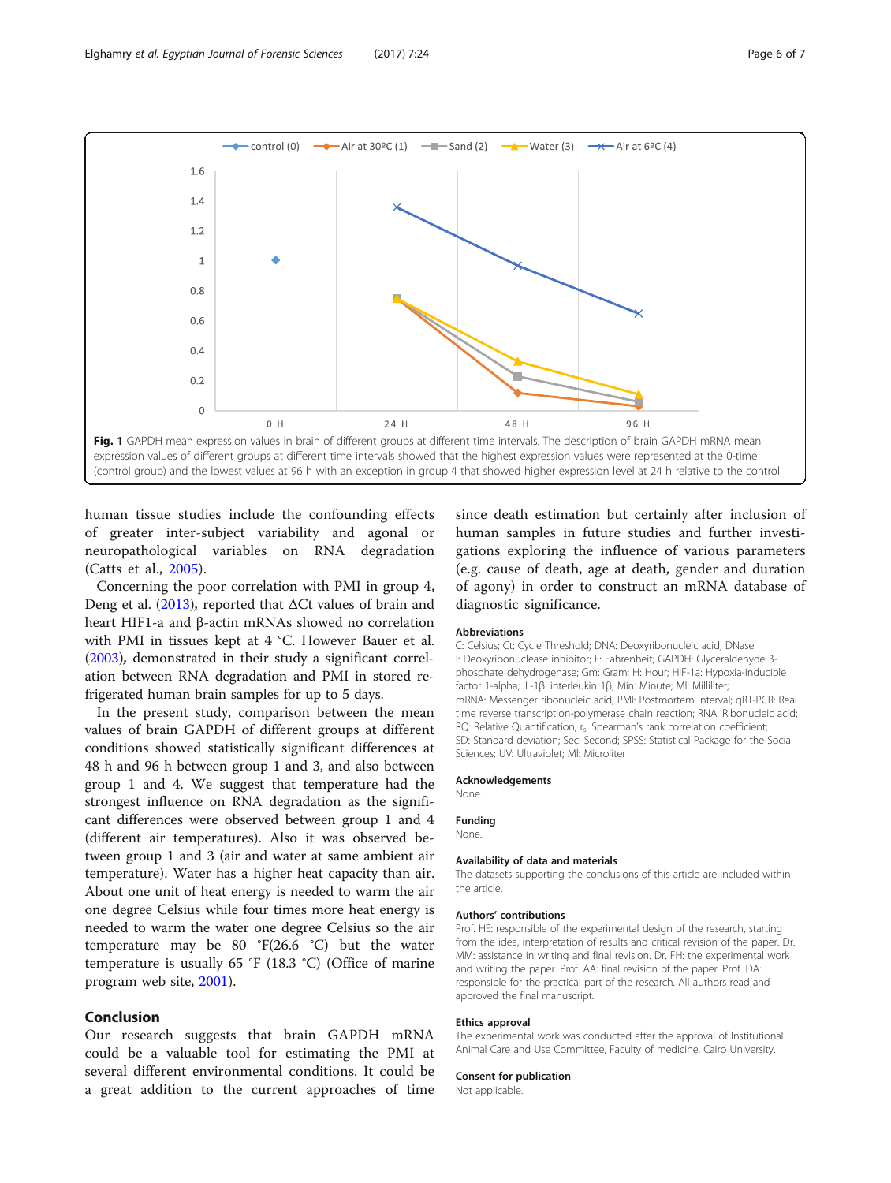Fig. 1 GAPDH mean expression values in brain of different groups at different time intervals. The description of brain GAPDH mRNA mean expression values of different groups at different time intervals showed that the highest expression values were represented at the 0-time (control group) and the lowest values at 96 h with an exception in group 4 that showed higher expression level at 24 h relative to the control

human tissue studies include the confounding effects of greater inter-subject variability and agonal or neuropathological variables on RNA degradation (Catts et al., 2005).

Concerning the poor correlation with PMI in group 4, Deng et al. (2013), reported that ΔCt values of brain and heart HIF1-a and β-actin mRNAs showed no correlation with PMI in tissues kept at 4 °C. However Bauer et al. (2003), demonstrated in their study a significant correlation between RNA degradation and PMI in stored refrigerated human brain samples for up to 5 days.

In the present study, comparison between the mean values of brain GAPDH of different groups at different conditions showed statistically significant differences at 48 h and 96 h between group 1 and 3, and also between group 1 and 4. We suggest that temperature had the strongest influence on RNA degradation as the significant differences were observed between group 1 and 4 (different air temperatures). Also it was observed between group 1 and 3 (air and water at same ambient air temperature). Water has a higher heat capacity than air. About one unit of heat energy is needed to warm the air one degree Celsius while four times more heat energy is needed to warm the water one degree Celsius so the air temperature may be 80 °F(26.6 °C) but the water temperature is usually 65 °F (18.3 °C) (Office of marine program web site, 2001).

## Conclusion

Our research suggests that brain GAPDH mRNA could be a valuable tool for estimating the PMI at several different environmental conditions. It could be a great addition to the current approaches of time since death estimation but certainly after inclusion of human samples in future studies and further investigations exploring the influence of various parameters (e.g. cause of death, age at death, gender and duration of agony) in order to construct an mRNA database of diagnostic significance.

### Abbreviations

C: Celsius; Ct: Cycle Threshold; DNA: Deoxyribonucleic acid; DNase I: Deoxyribonuclease inhibitor; F: Fahrenheit; GAPDH: Glyceraldehyde 3-phosphate dehydrogenase; Gm: Gram; H: Hour; HIF-1a: Hypoxia-inducible factor 1-alpha; IL-1β: interleukin 1β; Min: Minute; Ml: Milliliter; mRNA: Messenger ribonucleic acid; PMI: Postmortem interval; qRT-PCR: Real time reverse transcription-polymerase chain reaction; RNA: Ribonucleic acid; RQ: Relative Quantification; $r_s$: Spearman's rank correlation coefficient; SD: Standard deviation; Sec: Second; SPSS: Statistical Package for the Social Sciences; UV: Ultraviolet; Ml: Microliter

### Acknowledgements

None.

### Funding

None.

### Availability of data and materials

The datasets supporting the conclusions of this article are included within the article.

### Authors' contributions

Prof. HE: responsible of the experimental design of the research, starting from the idea, interpretation of results and critical revision of the paper. Dr. MM: assistance in writing and final revision. Dr. FH: the experimental work and writing the paper. Prof. AA: final revision of the paper. Prof. DA: responsible for the practical part of the research. All authors read and approved the final manuscript.

### Ethics approval

The experimental work was conducted after the approval of Institutional Animal Care and Use Committee, Faculty of medicine, Cairo University.

### Consent for publication

Not applicable.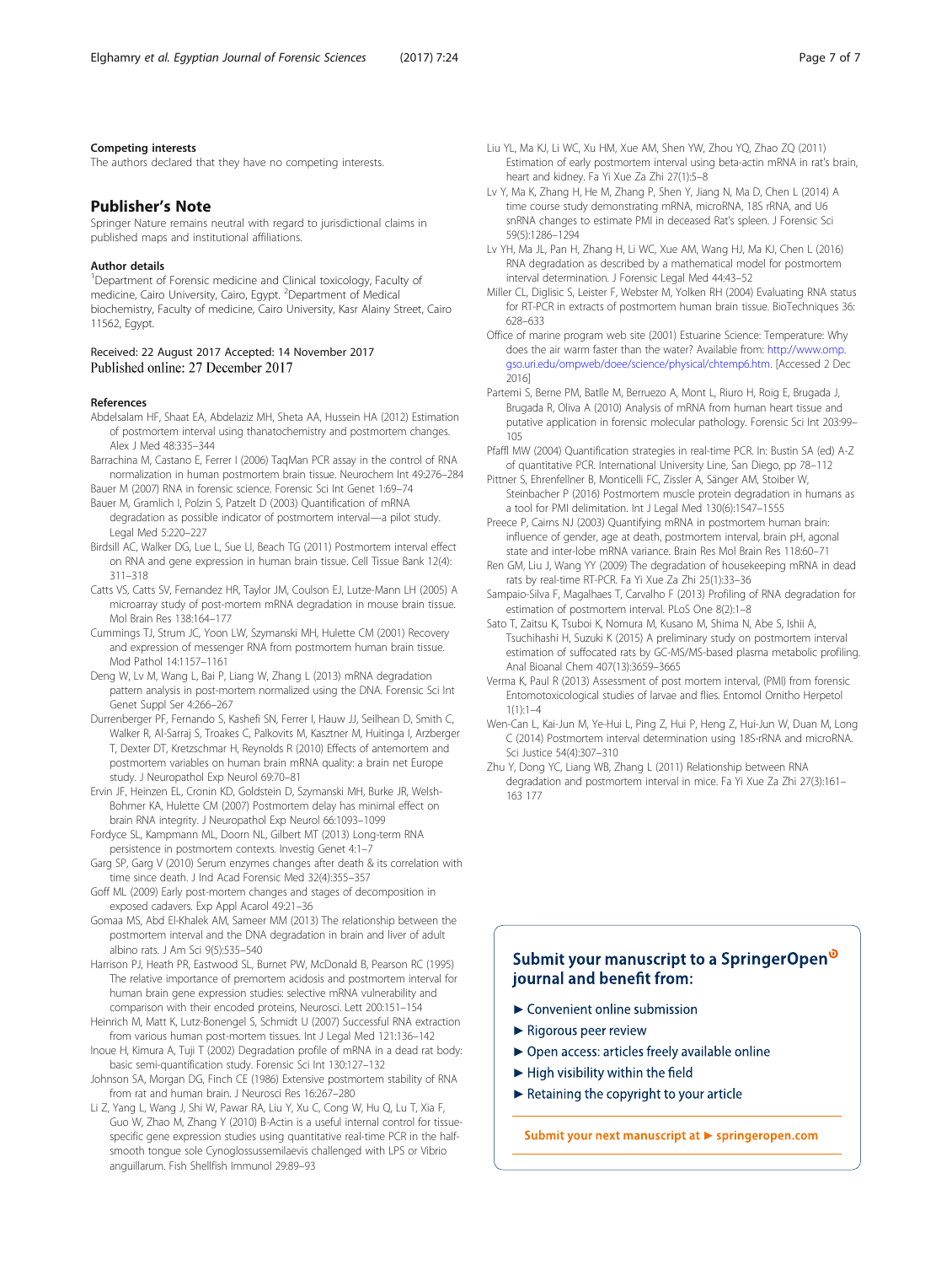### Competing interests

The authors declared that they have no competing interests.

## Publisher's Note

Springer Nature remains neutral with regard to jurisdictional claims in published maps and institutional affiliations.

### Author details

[1]Department of Forensic medicine and Clinical toxicology, Faculty of medicine, Cairo University, Cairo, Egypt. [2]Department of Medical biochemistry, Faculty of medicine, Cairo University, Kasr Alainy Street, Cairo 11562, Egypt.

Received: 22 August 2017 Accepted: 14 November 2017
Published online: 27 December 2017

### References

Abdelsalam HF, Shaat EA, Abdelaziz MH, Sheta AA, Hussein HA (2012) Estimation of postmortem interval using thanatochemistry and postmortem changes. Alex J Med 48:335–344

Barrachina M, Castano E, Ferrer I (2006) TaqMan PCR assay in the control of RNA normalization in human postmortem brain tissue. Neurochem Int 49:276–284

Bauer M (2007) RNA in forensic science. Forensic Sci Int Genet 1:69–74

Bauer M, Gramlich I, Polzin S, Patzelt D (2003) Quantification of mRNA degradation as possible indicator of postmortem interval—a pilot study. Legal Med 5:220–227

Birdsill AC, Walker DG, Lue L, Sue LI, Beach TG (2011) Postmortem interval effect on RNA and gene expression in human brain tissue. Cell Tissue Bank 12(4): 311–318

Catts VS, Catts SV, Fernandez HR, Taylor JM, Coulson EJ, Lutze-Mann LH (2005) A microarray study of post-mortem mRNA degradation in mouse brain tissue. Mol Brain Res 138:164–177

Cummings TJ, Strum JC, Yoon LW, Szymanski MH, Hulette CM (2001) Recovery and expression of messenger RNA from postmortem human brain tissue. Mod Pathol 14:1157–1161

Deng W, Lv M, Wang L, Bai P, Liang W, Zhang L (2013) mRNA degradation pattern analysis in post-mortem normalized using the DNA. Forensic Sci Int Genet Suppl Ser 4:266–267

Durrenberger PF, Fernando S, Kashefi SN, Ferrer I, Hauw JJ, Seilhean D, Smith C, Walker R, Al-Sarraj S, Troakes C, Palkovits M, Kasztner M, Huitinga I, Arzberger T, Dexter DT, Kretzschmar H, Reynolds R (2010) Effects of antemortem and postmortem variables on human brain mRNA quality: a brain net Europe study. J Neuropathol Exp Neurol 69:70–81

Ervin JF, Heinzen EL, Cronin KD, Goldstein D, Szymanski MH, Burke JR, Welsh-Bohmer KA, Hulette CM (2007) Postmortem delay has minimal effect on brain RNA integrity. J Neuropathol Exp Neurol 66:1093–1099

Fordyce SL, Kampmann ML, Doorn NL, Gilbert MT (2013) Long-term RNA persistence in postmortem contexts. Investig Genet 4:1–7

Garg SP, Garg V (2010) Serum enzymes changes after death & its correlation with time since death. J Ind Acad Forensic Med 32(4):355–357

Goff ML (2009) Early post-mortem changes and stages of decomposition in exposed cadavers. Exp Appl Acarol 49:21–36

Gomaa MS, Abd El-Khalek AM, Sameer MM (2013) The relationship between the postmortem interval and the DNA degradation in brain and liver of adult albino rats. J Am Sci 9(5):535–540

Harrison PJ, Heath PR, Eastwood SL, Burnet PW, McDonald B, Pearson RC (1995) The relative importance of premortem acidosis and postmortem interval for human brain gene expression studies: selective mRNA vulnerability and comparison with their encoded proteins, Neurosci. Lett 200:151–154

Heinrich M, Matt K, Lutz-Bonengel S, Schmidt U (2007) Successful RNA extraction from various human post-mortem tissues. Int J Legal Med 121:136–142

Inoue H, Kimura A, Tuji T (2002) Degradation profile of mRNA in a dead rat body: basic semi-quantification study. Forensic Sci Int 130:127–132

Johnson SA, Morgan DG, Finch CE (1986) Extensive postmortem stability of RNA from rat and human brain. J Neurosci Res 16:267–280

Li Z, Yang L, Wang J, Shi W, Pawar RA, Liu Y, Xu C, Cong W, Hu Q, Lu T, Xia F, Guo W, Zhao M, Zhang Y (2010) B-Actin is a useful internal control for tissue-specific gene expression studies using quantitative real-time PCR in the half-smooth tongue sole Cynoglossussemilaevis challenged with LPS or Vibrio anguillarum. Fish Shellfish Immunol 29:89–93

Liu YL, Ma KJ, Li WC, Xu HM, Xue AM, Shen YW, Zhou YQ, Zhao ZQ (2011) Estimation of early postmortem interval using beta-actin mRNA in rat's brain, heart and kidney. Fa Yi Xue Za Zhi 27(1):5–8

Lv Y, Ma K, Zhang H, He M, Zhang P, Shen Y, Jiang N, Ma D, Chen L (2014) A time course study demonstrating mRNA, microRNA, 18S rRNA, and U6 snRNA changes to estimate PMI in deceased Rat's spleen. J Forensic Sci 59(5):1286–1294

Lv YH, Ma JL, Pan H, Zhang H, Li WC, Xue AM, Wang HJ, Ma KJ, Chen L (2016) RNA degradation as described by a mathematical model for postmortem interval determination. J Forensic Legal Med 44:43–52

Miller CL, Diglisic S, Leister F, Webster M, Yolken RH (2004) Evaluating RNA status for RT-PCR in extracts of postmortem human brain tissue. BioTechniques 36: 628–633

Office of marine program web site (2001) Estuarine Science: Temperature: Why does the air warm faster than the water? Available from: http://www.omp.gso.uri.edu/ompweb/doee/science/physical/chtemp6.htm. [Accessed 2 Dec 2016]

Partemi S, Berne PM, Batlle M, Berruezo A, Mont L, Riuro H, Roig E, Brugada J, Brugada R, Oliva A (2010) Analysis of mRNA from human heart tissue and putative application in forensic molecular pathology. Forensic Sci Int 203:99–105

Pfaffl MW (2004) Quantification strategies in real-time PCR. In: Bustin SA (ed) A-Z of quantitative PCR. International University Line, San Diego, pp 78–112

Pittner S, Ehrenfellner B, Monticelli FC, Zissler A, Sänger AM, Stoiber W, Steinbacher P (2016) Postmortem muscle protein degradation in humans as a tool for PMI delimitation. Int J Legal Med 130(6):1547–1555

Preece P, Cairns NJ (2003) Quantifying mRNA in postmortem human brain: influence of gender, age at death, postmortem interval, brain pH, agonal state and inter-lobe mRNA variance. Brain Res Mol Brain Res 118:60–71

Ren GM, Liu J, Wang YY (2009) The degradation of housekeeping mRNA in dead rats by real-time RT-PCR. Fa Yi Xue Za Zhi 25(1):33–36

Sampaio-Silva F, Magalhaes T, Carvalho F (2013) Profiling of RNA degradation for estimation of postmortem interval. PLoS One 8(2):1–8

Sato T, Zaitsu K, Tsuboi K, Nomura M, Kusano M, Shima N, Abe S, Ishii A, Tsuchihashi H, Suzuki K (2015) A preliminary study on postmortem interval estimation of suffocated rats by GC-MS/MS-based plasma metabolic profiling. Anal Bioanal Chem 407(13):3659–3665

Verma K, Paul R (2013) Assessment of post mortem interval, (PMI) from forensic Entomotoxicological studies of larvae and flies. Entomol Ornitho Herpetol 1(1):1–4

Wen-Can L, Kai-Jun M, Ye-Hui L, Ping Z, Hui P, Heng Z, Hui-Jun W, Duan M, Long C (2014) Postmortem interval determination using 18S-rRNA and microRNA. Sci Justice 54(4):307–310

Zhu Y, Dong YC, Liang WB, Zhang L (2011) Relationship between RNA degradation and postmortem interval in mice. Fa Yi Xue Za Zhi 27(3):161–163 177

**Submit your manuscript to a SpringerOpen journal and benefit from:**

- ► Convenient online submission
- ► Rigorous peer review
- ► Open access: articles freely available online
- ► High visibility within the field
- ► Retaining the copyright to your article

Submit your next manuscript at ► springeropen.com